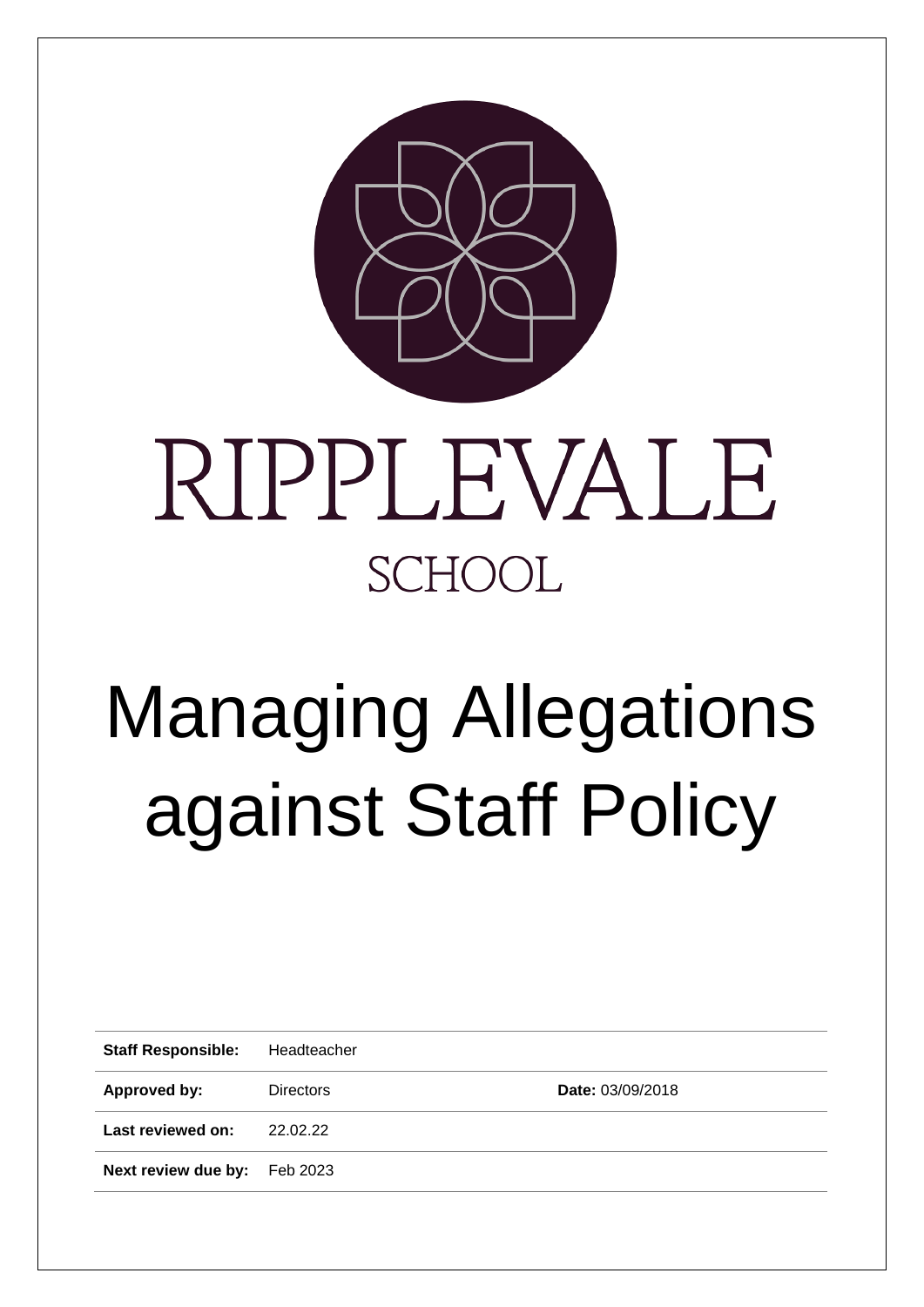RIPPLEVALE

SCHOOL

# Managing Allegations against Staff Policy

| **Staff Responsible:** | Headteacher | |
|---|---|---|
| **Approved by:** | Directors | **Date:** 03/09/2018 |
| **Last reviewed on:** | 22.02.22 | |
| **Next review due by:** | Feb 2023 | |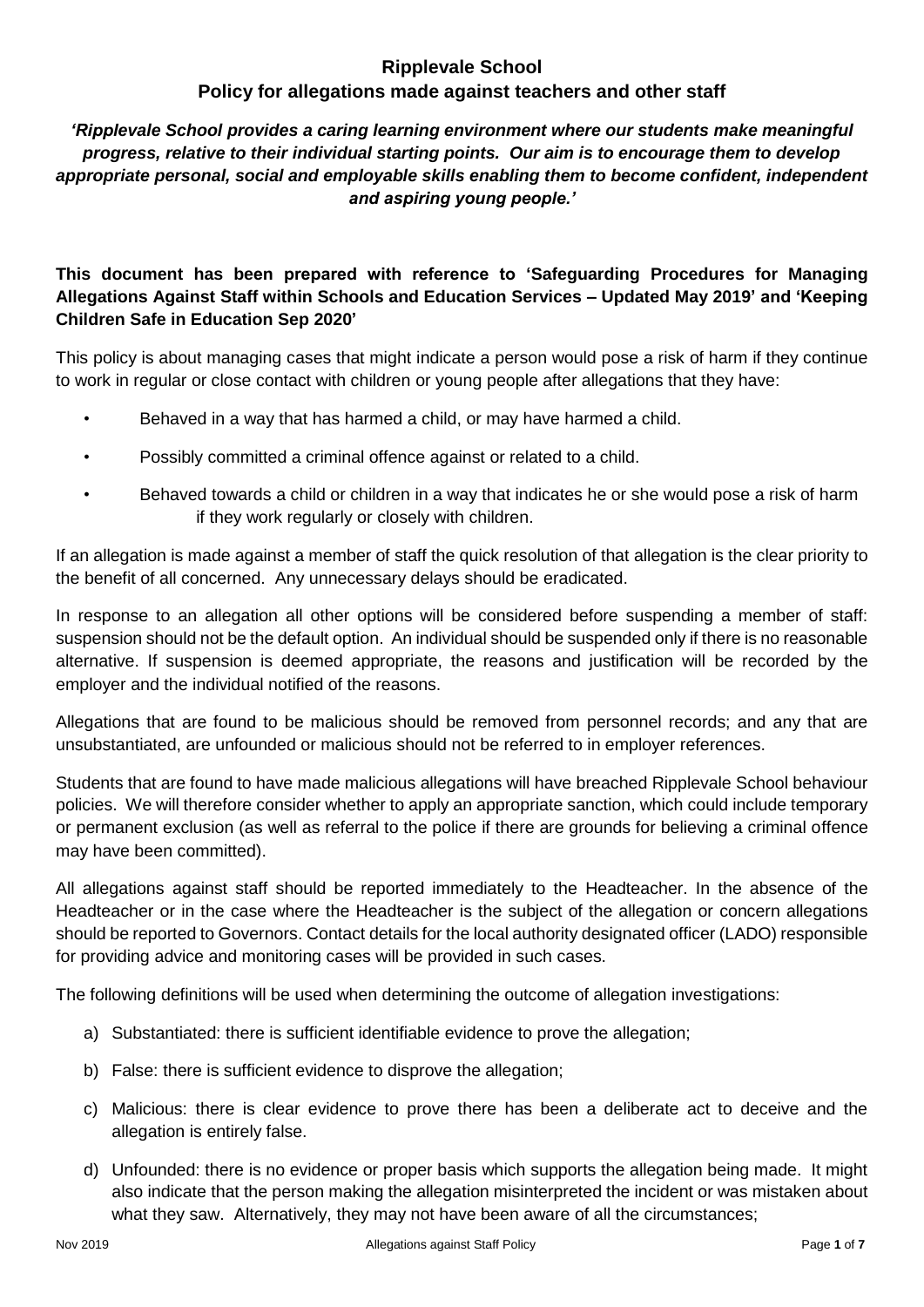# Ripplevale School
## Policy for allegations made against teachers and other staff

***'Ripplevale School provides a caring learning environment where our students make meaningful progress, relative to their individual starting points. Our aim is to encourage them to develop appropriate personal, social and employable skills enabling them to become confident, independent and aspiring young people.'***

**This document has been prepared with reference to 'Safeguarding Procedures for Managing Allegations Against Staff within Schools and Education Services – Updated May 2019' and 'Keeping Children Safe in Education Sep 2020'**

This policy is about managing cases that might indicate a person would pose a risk of harm if they continue to work in regular or close contact with children or young people after allegations that they have:

- Behaved in a way that has harmed a child, or may have harmed a child.
- Possibly committed a criminal offence against or related to a child.
- Behaved towards a child or children in a way that indicates he or she would pose a risk of harm if they work regularly or closely with children.

If an allegation is made against a member of staff the quick resolution of that allegation is the clear priority to the benefit of all concerned. Any unnecessary delays should be eradicated.

In response to an allegation all other options will be considered before suspending a member of staff: suspension should not be the default option. An individual should be suspended only if there is no reasonable alternative. If suspension is deemed appropriate, the reasons and justification will be recorded by the employer and the individual notified of the reasons.

Allegations that are found to be malicious should be removed from personnel records; and any that are unsubstantiated, are unfounded or malicious should not be referred to in employer references.

Students that are found to have made malicious allegations will have breached Ripplevale School behaviour policies. We will therefore consider whether to apply an appropriate sanction, which could include temporary or permanent exclusion (as well as referral to the police if there are grounds for believing a criminal offence may have been committed).

All allegations against staff should be reported immediately to the Headteacher. In the absence of the Headteacher or in the case where the Headteacher is the subject of the allegation or concern allegations should be reported to Governors. Contact details for the local authority designated officer (LADO) responsible for providing advice and monitoring cases will be provided in such cases.

The following definitions will be used when determining the outcome of allegation investigations:

a) Substantiated: there is sufficient identifiable evidence to prove the allegation;

b) False: there is sufficient evidence to disprove the allegation;

c) Malicious: there is clear evidence to prove there has been a deliberate act to deceive and the allegation is entirely false.

d) Unfounded: there is no evidence or proper basis which supports the allegation being made. It might also indicate that the person making the allegation misinterpreted the incident or was mistaken about what they saw. Alternatively, they may not have been aware of all the circumstances;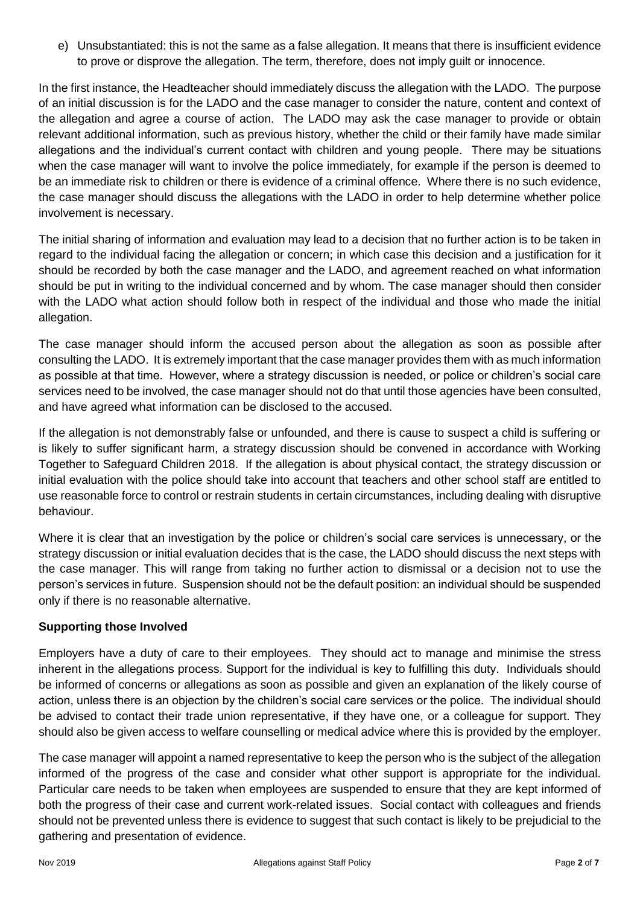e) Unsubstantiated: this is not the same as a false allegation. It means that there is insufficient evidence to prove or disprove the allegation. The term, therefore, does not imply guilt or innocence.

In the first instance, the Headteacher should immediately discuss the allegation with the LADO. The purpose of an initial discussion is for the LADO and the case manager to consider the nature, content and context of the allegation and agree a course of action. The LADO may ask the case manager to provide or obtain relevant additional information, such as previous history, whether the child or their family have made similar allegations and the individual's current contact with children and young people. There may be situations when the case manager will want to involve the police immediately, for example if the person is deemed to be an immediate risk to children or there is evidence of a criminal offence. Where there is no such evidence, the case manager should discuss the allegations with the LADO in order to help determine whether police involvement is necessary.

The initial sharing of information and evaluation may lead to a decision that no further action is to be taken in regard to the individual facing the allegation or concern; in which case this decision and a justification for it should be recorded by both the case manager and the LADO, and agreement reached on what information should be put in writing to the individual concerned and by whom. The case manager should then consider with the LADO what action should follow both in respect of the individual and those who made the initial allegation.

The case manager should inform the accused person about the allegation as soon as possible after consulting the LADO. It is extremely important that the case manager provides them with as much information as possible at that time. However, where a strategy discussion is needed, or police or children's social care services need to be involved, the case manager should not do that until those agencies have been consulted, and have agreed what information can be disclosed to the accused.

If the allegation is not demonstrably false or unfounded, and there is cause to suspect a child is suffering or is likely to suffer significant harm, a strategy discussion should be convened in accordance with Working Together to Safeguard Children 2018. If the allegation is about physical contact, the strategy discussion or initial evaluation with the police should take into account that teachers and other school staff are entitled to use reasonable force to control or restrain students in certain circumstances, including dealing with disruptive behaviour.

Where it is clear that an investigation by the police or children's social care services is unnecessary, or the strategy discussion or initial evaluation decides that is the case, the LADO should discuss the next steps with the case manager. This will range from taking no further action to dismissal or a decision not to use the person's services in future. Suspension should not be the default position: an individual should be suspended only if there is no reasonable alternative.

**Supporting those Involved**

Employers have a duty of care to their employees. They should act to manage and minimise the stress inherent in the allegations process. Support for the individual is key to fulfilling this duty. Individuals should be informed of concerns or allegations as soon as possible and given an explanation of the likely course of action, unless there is an objection by the children's social care services or the police. The individual should be advised to contact their trade union representative, if they have one, or a colleague for support. They should also be given access to welfare counselling or medical advice where this is provided by the employer.

The case manager will appoint a named representative to keep the person who is the subject of the allegation informed of the progress of the case and consider what other support is appropriate for the individual. Particular care needs to be taken when employees are suspended to ensure that they are kept informed of both the progress of their case and current work-related issues. Social contact with colleagues and friends should not be prevented unless there is evidence to suggest that such contact is likely to be prejudicial to the gathering and presentation of evidence.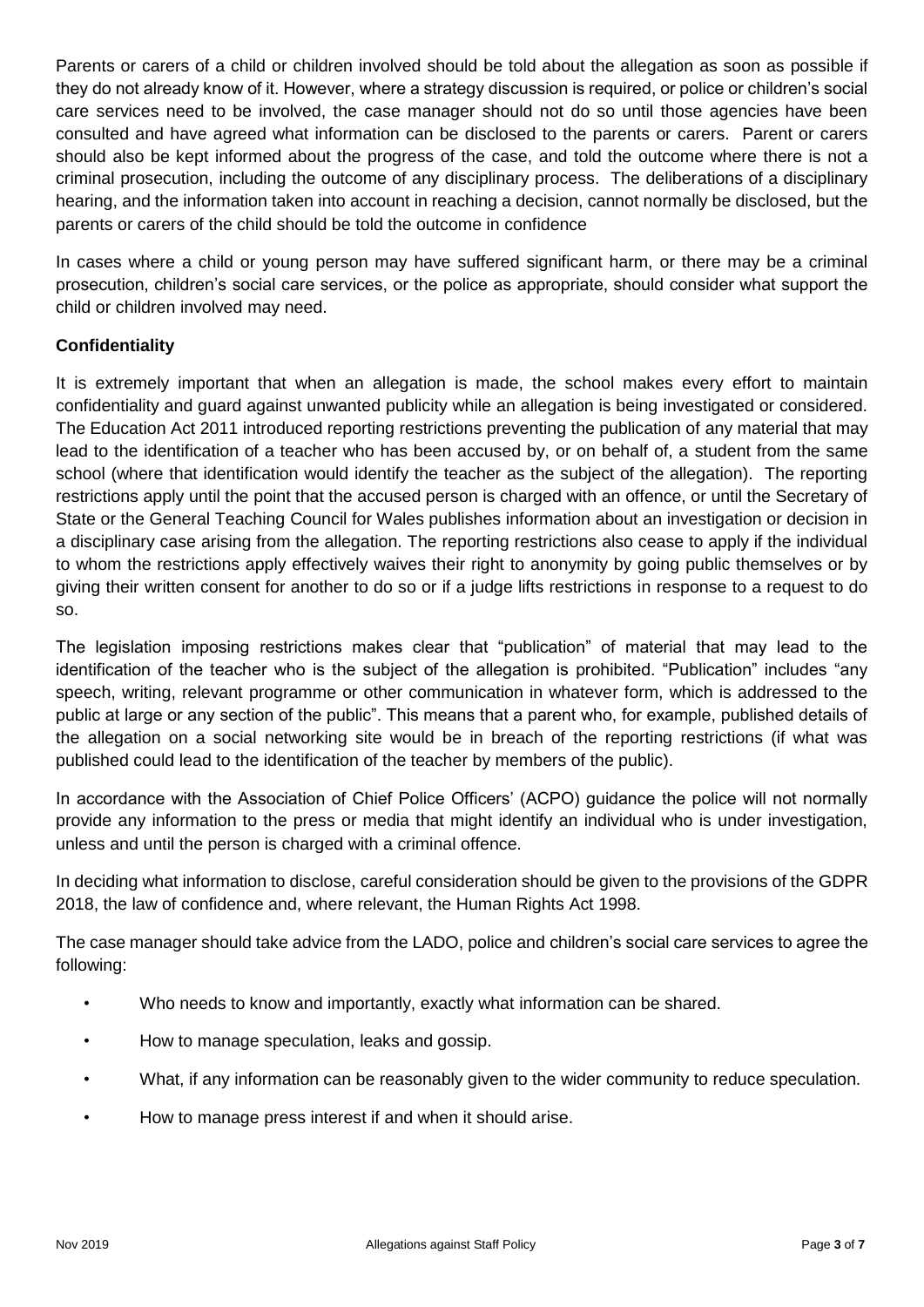Parents or carers of a child or children involved should be told about the allegation as soon as possible if they do not already know of it. However, where a strategy discussion is required, or police or children's social care services need to be involved, the case manager should not do so until those agencies have been consulted and have agreed what information can be disclosed to the parents or carers. Parent or carers should also be kept informed about the progress of the case, and told the outcome where there is not a criminal prosecution, including the outcome of any disciplinary process. The deliberations of a disciplinary hearing, and the information taken into account in reaching a decision, cannot normally be disclosed, but the parents or carers of the child should be told the outcome in confidence

In cases where a child or young person may have suffered significant harm, or there may be a criminal prosecution, children's social care services, or the police as appropriate, should consider what support the child or children involved may need.

**Confidentiality**

It is extremely important that when an allegation is made, the school makes every effort to maintain confidentiality and guard against unwanted publicity while an allegation is being investigated or considered. The Education Act 2011 introduced reporting restrictions preventing the publication of any material that may lead to the identification of a teacher who has been accused by, or on behalf of, a student from the same school (where that identification would identify the teacher as the subject of the allegation). The reporting restrictions apply until the point that the accused person is charged with an offence, or until the Secretary of State or the General Teaching Council for Wales publishes information about an investigation or decision in a disciplinary case arising from the allegation. The reporting restrictions also cease to apply if the individual to whom the restrictions apply effectively waives their right to anonymity by going public themselves or by giving their written consent for another to do so or if a judge lifts restrictions in response to a request to do so.

The legislation imposing restrictions makes clear that "publication" of material that may lead to the identification of the teacher who is the subject of the allegation is prohibited. "Publication" includes "any speech, writing, relevant programme or other communication in whatever form, which is addressed to the public at large or any section of the public". This means that a parent who, for example, published details of the allegation on a social networking site would be in breach of the reporting restrictions (if what was published could lead to the identification of the teacher by members of the public).

In accordance with the Association of Chief Police Officers' (ACPO) guidance the police will not normally provide any information to the press or media that might identify an individual who is under investigation, unless and until the person is charged with a criminal offence.

In deciding what information to disclose, careful consideration should be given to the provisions of the GDPR 2018, the law of confidence and, where relevant, the Human Rights Act 1998.

The case manager should take advice from the LADO, police and children's social care services to agree the following:

- Who needs to know and importantly, exactly what information can be shared.
- How to manage speculation, leaks and gossip.
- What, if any information can be reasonably given to the wider community to reduce speculation.
- How to manage press interest if and when it should arise.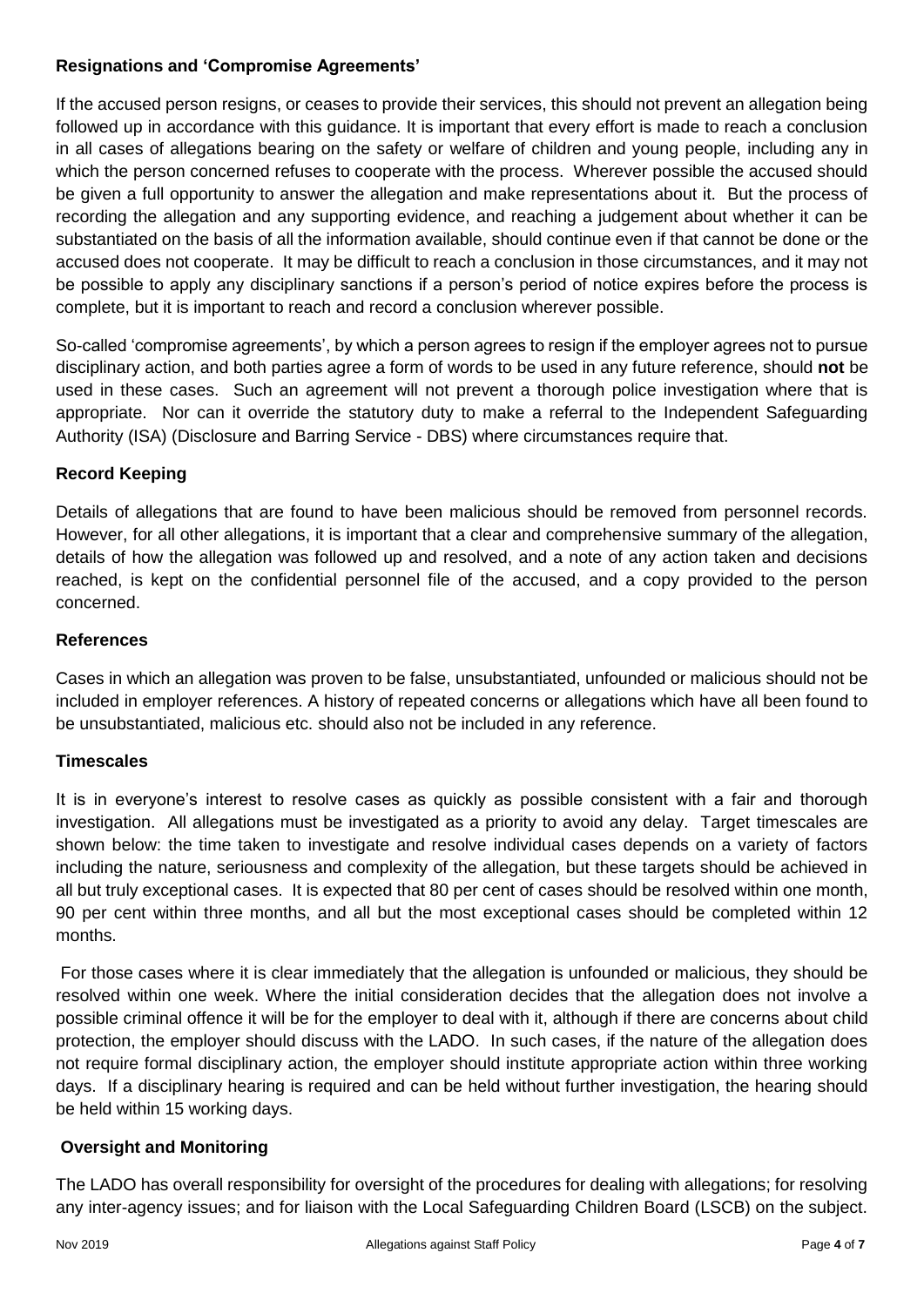**Resignations and 'Compromise Agreements'**

If the accused person resigns, or ceases to provide their services, this should not prevent an allegation being followed up in accordance with this guidance. It is important that every effort is made to reach a conclusion in all cases of allegations bearing on the safety or welfare of children and young people, including any in which the person concerned refuses to cooperate with the process. Wherever possible the accused should be given a full opportunity to answer the allegation and make representations about it. But the process of recording the allegation and any supporting evidence, and reaching a judgement about whether it can be substantiated on the basis of all the information available, should continue even if that cannot be done or the accused does not cooperate. It may be difficult to reach a conclusion in those circumstances, and it may not be possible to apply any disciplinary sanctions if a person's period of notice expires before the process is complete, but it is important to reach and record a conclusion wherever possible.

So-called 'compromise agreements', by which a person agrees to resign if the employer agrees not to pursue disciplinary action, and both parties agree a form of words to be used in any future reference, should **not** be used in these cases. Such an agreement will not prevent a thorough police investigation where that is appropriate. Nor can it override the statutory duty to make a referral to the Independent Safeguarding Authority (ISA) (Disclosure and Barring Service - DBS) where circumstances require that.

**Record Keeping**

Details of allegations that are found to have been malicious should be removed from personnel records. However, for all other allegations, it is important that a clear and comprehensive summary of the allegation, details of how the allegation was followed up and resolved, and a note of any action taken and decisions reached, is kept on the confidential personnel file of the accused, and a copy provided to the person concerned.

**References**

Cases in which an allegation was proven to be false, unsubstantiated, unfounded or malicious should not be included in employer references. A history of repeated concerns or allegations which have all been found to be unsubstantiated, malicious etc. should also not be included in any reference.

**Timescales**

It is in everyone's interest to resolve cases as quickly as possible consistent with a fair and thorough investigation. All allegations must be investigated as a priority to avoid any delay. Target timescales are shown below: the time taken to investigate and resolve individual cases depends on a variety of factors including the nature, seriousness and complexity of the allegation, but these targets should be achieved in all but truly exceptional cases. It is expected that 80 per cent of cases should be resolved within one month, 90 per cent within three months, and all but the most exceptional cases should be completed within 12 months.

For those cases where it is clear immediately that the allegation is unfounded or malicious, they should be resolved within one week. Where the initial consideration decides that the allegation does not involve a possible criminal offence it will be for the employer to deal with it, although if there are concerns about child protection, the employer should discuss with the LADO. In such cases, if the nature of the allegation does not require formal disciplinary action, the employer should institute appropriate action within three working days. If a disciplinary hearing is required and can be held without further investigation, the hearing should be held within 15 working days.

**Oversight and Monitoring**

The LADO has overall responsibility for oversight of the procedures for dealing with allegations; for resolving any inter-agency issues; and for liaison with the Local Safeguarding Children Board (LSCB) on the subject.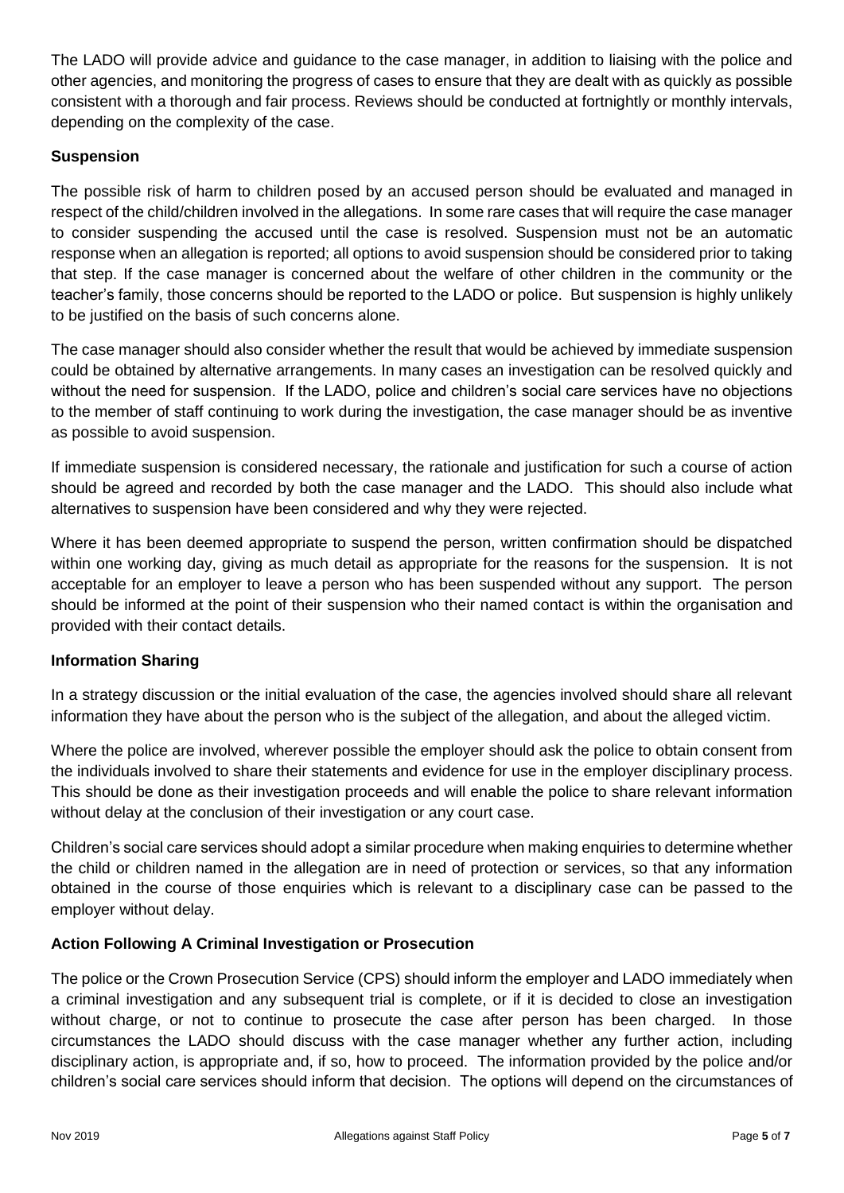The LADO will provide advice and guidance to the case manager, in addition to liaising with the police and other agencies, and monitoring the progress of cases to ensure that they are dealt with as quickly as possible consistent with a thorough and fair process. Reviews should be conducted at fortnightly or monthly intervals, depending on the complexity of the case.

**Suspension**

The possible risk of harm to children posed by an accused person should be evaluated and managed in respect of the child/children involved in the allegations. In some rare cases that will require the case manager to consider suspending the accused until the case is resolved. Suspension must not be an automatic response when an allegation is reported; all options to avoid suspension should be considered prior to taking that step. If the case manager is concerned about the welfare of other children in the community or the teacher's family, those concerns should be reported to the LADO or police. But suspension is highly unlikely to be justified on the basis of such concerns alone.

The case manager should also consider whether the result that would be achieved by immediate suspension could be obtained by alternative arrangements. In many cases an investigation can be resolved quickly and without the need for suspension. If the LADO, police and children's social care services have no objections to the member of staff continuing to work during the investigation, the case manager should be as inventive as possible to avoid suspension.

If immediate suspension is considered necessary, the rationale and justification for such a course of action should be agreed and recorded by both the case manager and the LADO. This should also include what alternatives to suspension have been considered and why they were rejected.

Where it has been deemed appropriate to suspend the person, written confirmation should be dispatched within one working day, giving as much detail as appropriate for the reasons for the suspension. It is not acceptable for an employer to leave a person who has been suspended without any support. The person should be informed at the point of their suspension who their named contact is within the organisation and provided with their contact details.

**Information Sharing**

In a strategy discussion or the initial evaluation of the case, the agencies involved should share all relevant information they have about the person who is the subject of the allegation, and about the alleged victim.

Where the police are involved, wherever possible the employer should ask the police to obtain consent from the individuals involved to share their statements and evidence for use in the employer disciplinary process. This should be done as their investigation proceeds and will enable the police to share relevant information without delay at the conclusion of their investigation or any court case.

Children's social care services should adopt a similar procedure when making enquiries to determine whether the child or children named in the allegation are in need of protection or services, so that any information obtained in the course of those enquiries which is relevant to a disciplinary case can be passed to the employer without delay.

**Action Following A Criminal Investigation or Prosecution**

The police or the Crown Prosecution Service (CPS) should inform the employer and LADO immediately when a criminal investigation and any subsequent trial is complete, or if it is decided to close an investigation without charge, or not to continue to prosecute the case after person has been charged. In those circumstances the LADO should discuss with the case manager whether any further action, including disciplinary action, is appropriate and, if so, how to proceed. The information provided by the police and/or children's social care services should inform that decision. The options will depend on the circumstances of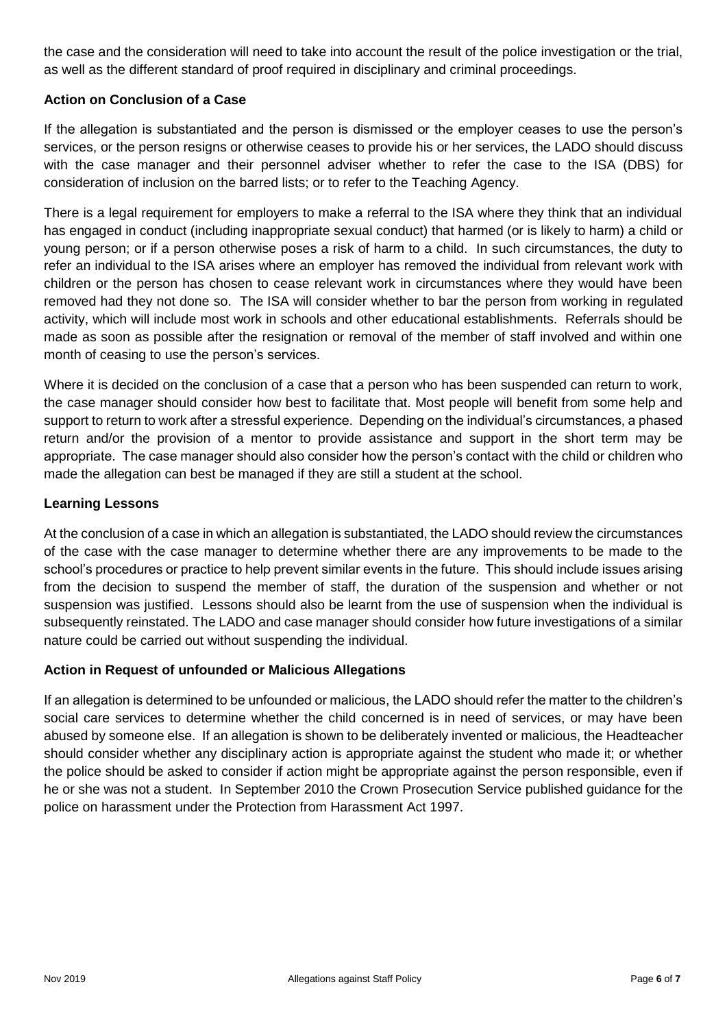the case and the consideration will need to take into account the result of the police investigation or the trial, as well as the different standard of proof required in disciplinary and criminal proceedings.

### Action on Conclusion of a Case

If the allegation is substantiated and the person is dismissed or the employer ceases to use the person's services, or the person resigns or otherwise ceases to provide his or her services, the LADO should discuss with the case manager and their personnel adviser whether to refer the case to the ISA (DBS) for consideration of inclusion on the barred lists; or to refer to the Teaching Agency.

There is a legal requirement for employers to make a referral to the ISA where they think that an individual has engaged in conduct (including inappropriate sexual conduct) that harmed (or is likely to harm) a child or young person; or if a person otherwise poses a risk of harm to a child. In such circumstances, the duty to refer an individual to the ISA arises where an employer has removed the individual from relevant work with children or the person has chosen to cease relevant work in circumstances where they would have been removed had they not done so. The ISA will consider whether to bar the person from working in regulated activity, which will include most work in schools and other educational establishments. Referrals should be made as soon as possible after the resignation or removal of the member of staff involved and within one month of ceasing to use the person's services.

Where it is decided on the conclusion of a case that a person who has been suspended can return to work, the case manager should consider how best to facilitate that. Most people will benefit from some help and support to return to work after a stressful experience. Depending on the individual's circumstances, a phased return and/or the provision of a mentor to provide assistance and support in the short term may be appropriate. The case manager should also consider how the person's contact with the child or children who made the allegation can best be managed if they are still a student at the school.

### Learning Lessons

At the conclusion of a case in which an allegation is substantiated, the LADO should review the circumstances of the case with the case manager to determine whether there are any improvements to be made to the school's procedures or practice to help prevent similar events in the future. This should include issues arising from the decision to suspend the member of staff, the duration of the suspension and whether or not suspension was justified. Lessons should also be learnt from the use of suspension when the individual is subsequently reinstated. The LADO and case manager should consider how future investigations of a similar nature could be carried out without suspending the individual.

### Action in Request of unfounded or Malicious Allegations

If an allegation is determined to be unfounded or malicious, the LADO should refer the matter to the children's social care services to determine whether the child concerned is in need of services, or may have been abused by someone else. If an allegation is shown to be deliberately invented or malicious, the Headteacher should consider whether any disciplinary action is appropriate against the student who made it; or whether the police should be asked to consider if action might be appropriate against the person responsible, even if he or she was not a student. In September 2010 the Crown Prosecution Service published guidance for the police on harassment under the Protection from Harassment Act 1997.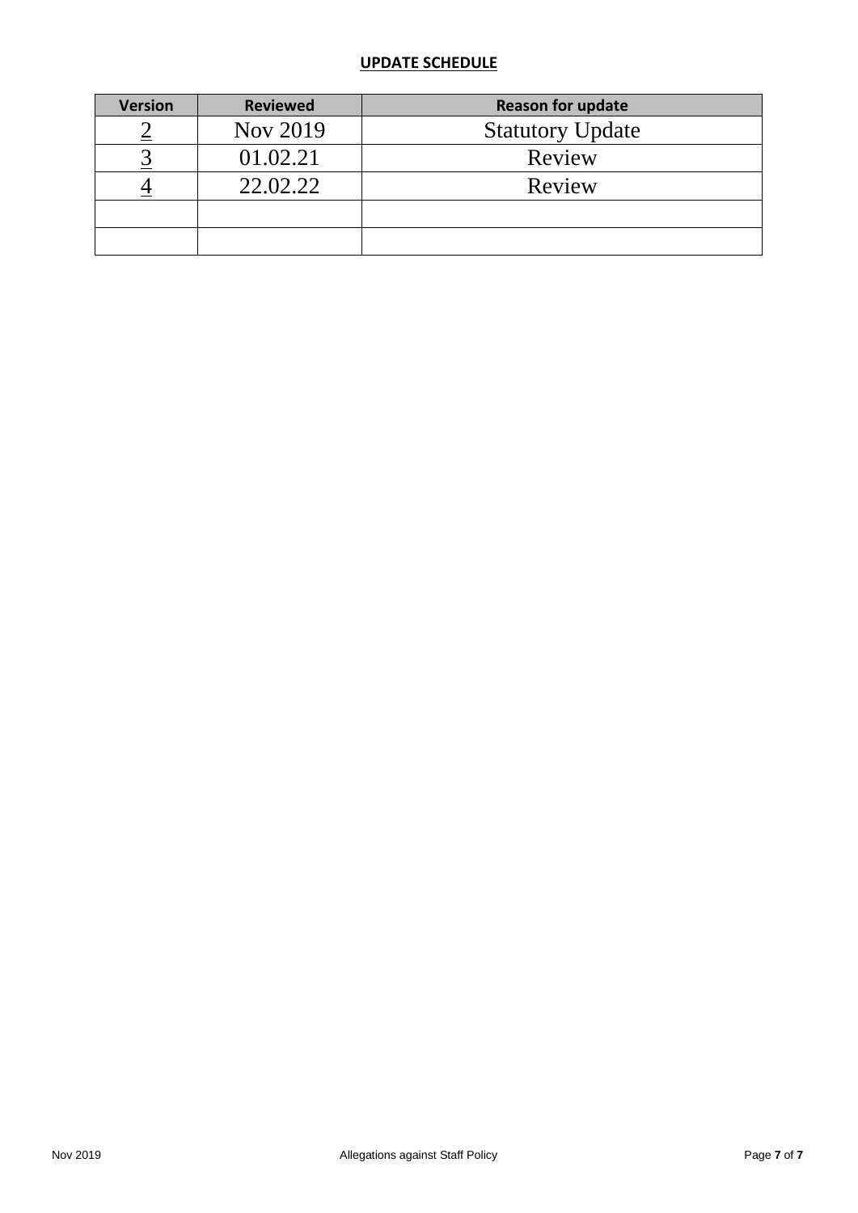**UPDATE SCHEDULE**

| Version | Reviewed | Reason for update |
|---|---|---|
| 2 | Nov 2019 | Statutory Update |
| 3 | 01.02.21 | Review |
| 4 | 22.02.22 | Review |
| | | |
| | | |